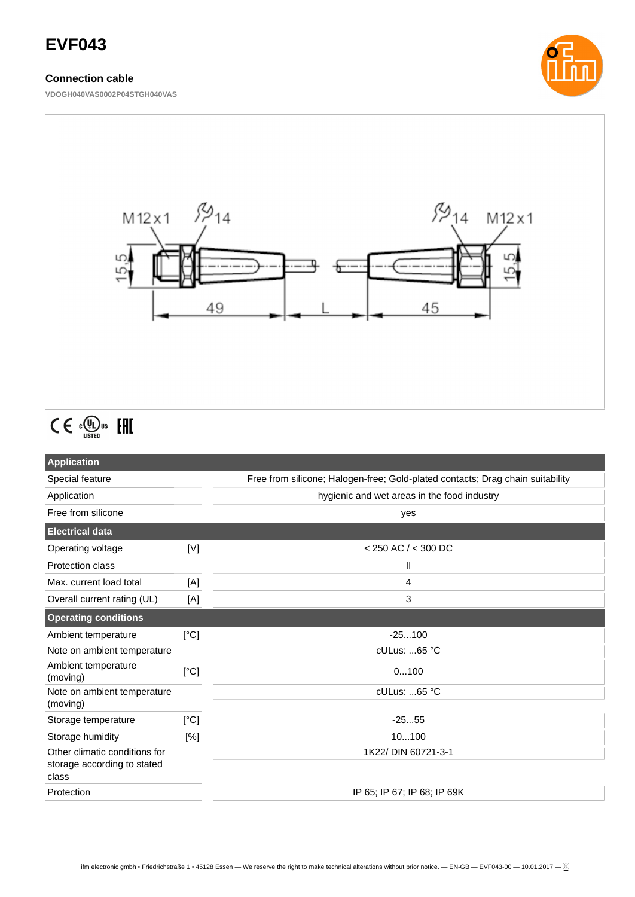# EVF043

### Connection cable

VDOGH040VAS0002P04STGH040VAS

M12x1 14 15,5 49 L 45 14 M12x1 15,5

| Application | | |
|---|---|---|
| Special feature | | Free from silicone; Halogen-free; Gold-plated contacts; Drag chain suitability |
| Application | | hygienic and wet areas in the food industry |
| Free from silicone | | yes |
| **Electrical data** | | |
| Operating voltage | [V] | < 250 AC / < 300 DC |
| Protection class | | II |
| Max. current load total | [A] | 4 |
| Overall current rating (UL) | [A] | 3 |
| **Operating conditions** | | |
| Ambient temperature | [°C] | -25...100 |
| Note on ambient temperature | | cULus: ...65 °C |
| Ambient temperature (moving) | [°C] | 0...100 |
| Note on ambient temperature (moving) | | cULus: ...65 °C |
| Storage temperature | [°C] | -25...55 |
| Storage humidity | [%] | 10...100 |
| Other climatic conditions for storage according to stated class | | 1K22/ DIN 60721-3-1 |
| Protection | | IP 65; IP 67; IP 68; IP 69K |

ifm electronic gmbh • Friedrichstraße 1 • 45128 Essen — We reserve the right to make technical alterations without prior notice. — EN-GB — EVF043-00 — 10.01.2017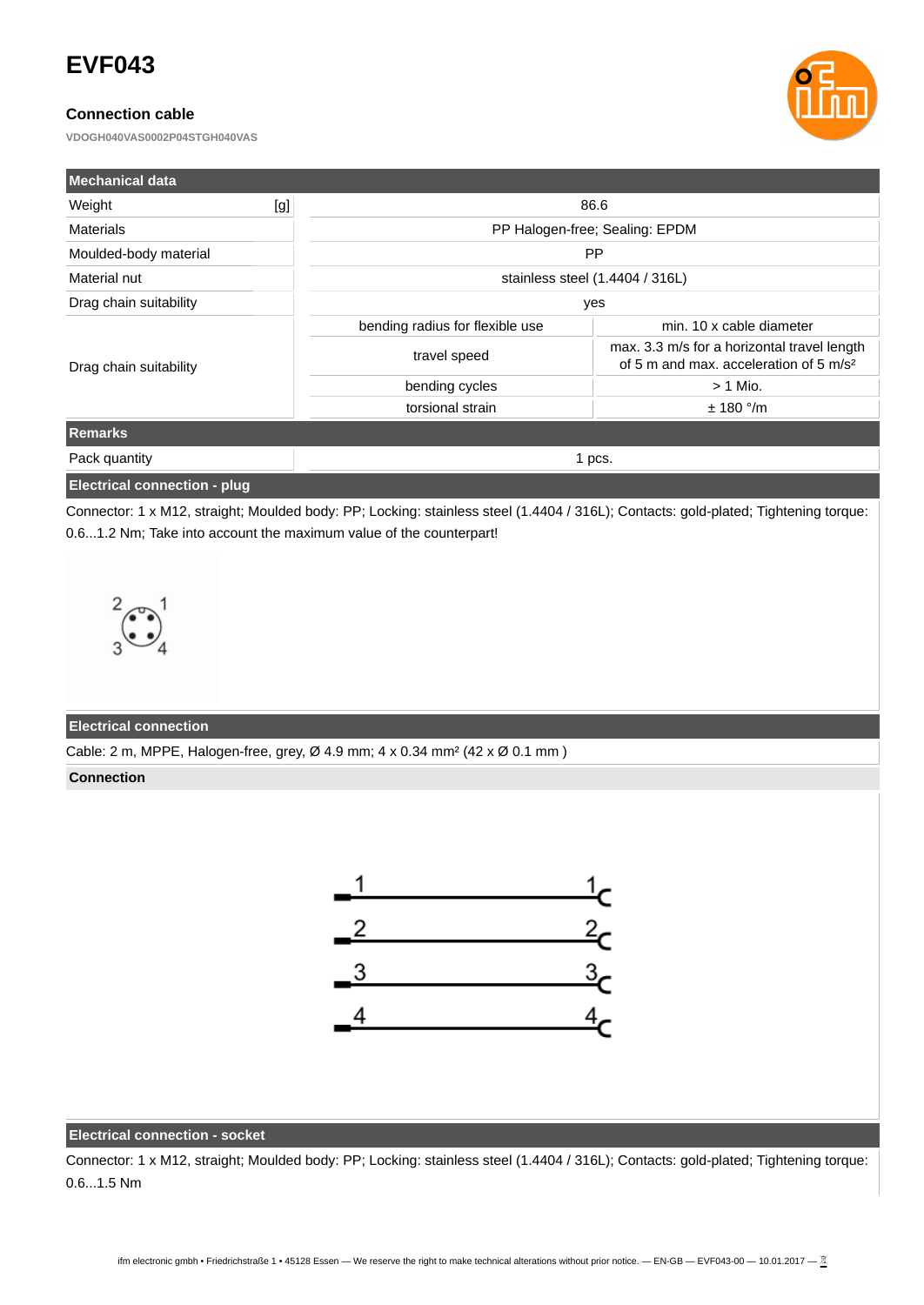# EVF043

## Connection cable

VDOGH040VAS0002P04STGH040VAS

| Mechanical data | | | |
|---|---|---|---|
| Weight | [g] | 86.6 | |
| Materials | | PP Halogen-free; Sealing: EPDM | |
| Moulded-body material | | PP | |
| Material nut | | stainless steel (1.4404 / 316L) | |
| Drag chain suitability | | yes | |
| Drag chain suitability | | bending radius for flexible use | min. 10 x cable diameter |
| | | travel speed | max. 3.3 m/s for a horizontal travel length of 5 m and max. acceleration of 5 m/s² |
| | | bending cycles | > 1 Mio. |
| | | torsional strain | ± 180 °/m |

| Remarks | |
|---|---|
| Pack quantity | 1 pcs. |

### Electrical connection - plug

Connector: 1 x M12, straight; Moulded body: PP; Locking: stainless steel (1.4404 / 316L); Contacts: gold-plated; Tightening torque: 0.6...1.2 Nm; Take into account the maximum value of the counterpart!

### Electrical connection

Cable: 2 m, MPPE, Halogen-free, grey, Ø 4.9 mm; 4 x 0.34 mm² (42 x Ø 0.1 mm )

#### Connection

### Electrical connection - socket

Connector: 1 x M12, straight; Moulded body: PP; Locking: stainless steel (1.4404 / 316L); Contacts: gold-plated; Tightening torque: 0.6...1.5 Nm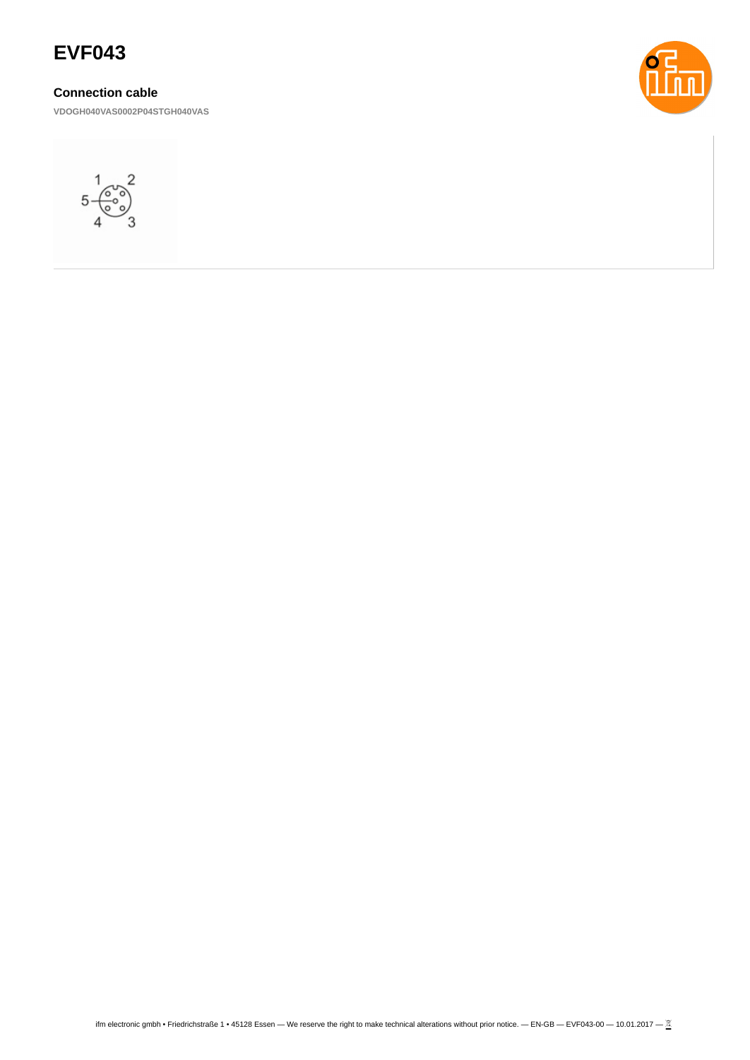# EVF043

### Connection cable

**VDOGH040VAS0002P04STGH040VAS**

1
2
5
4
3